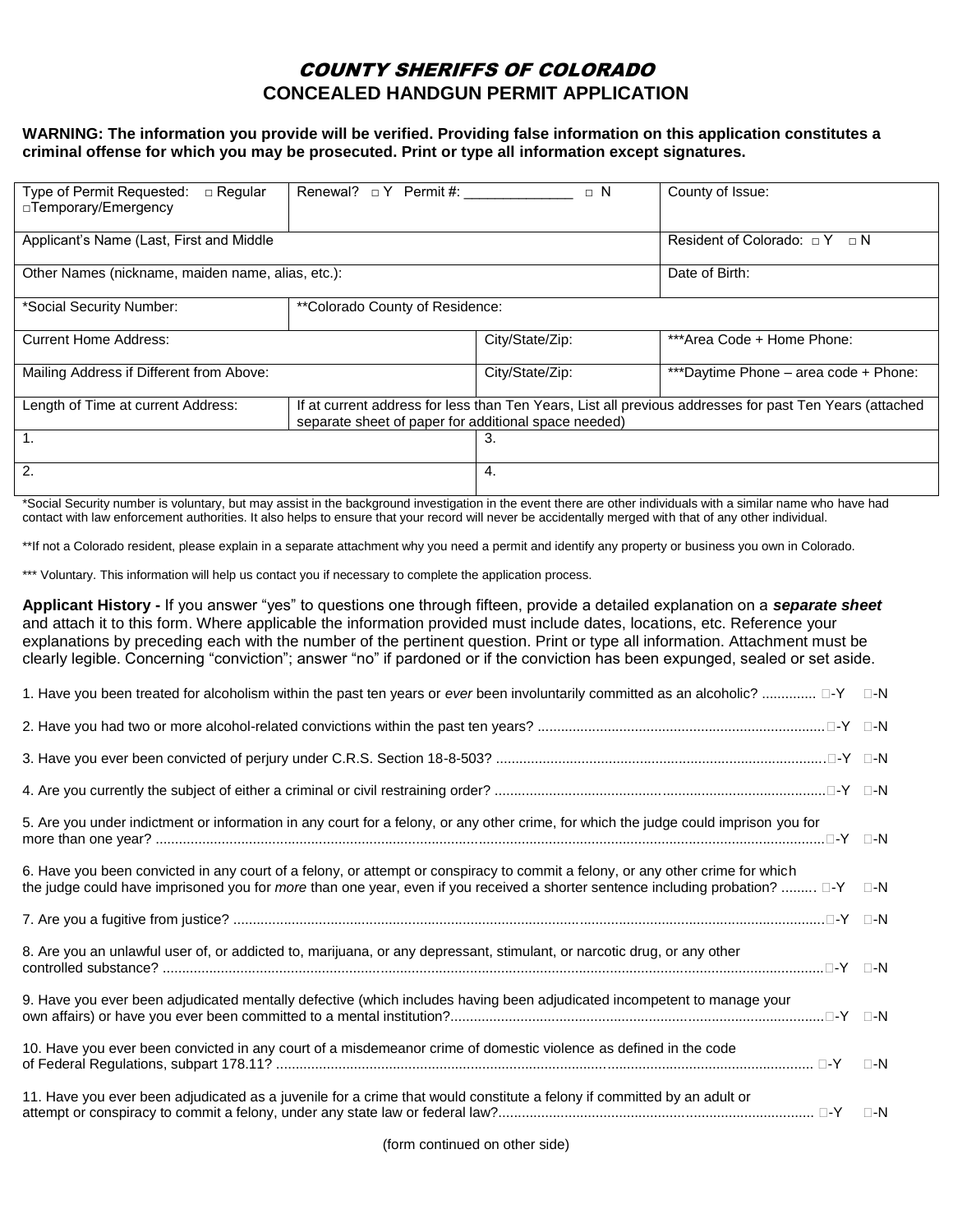# *COUNTY SHERIFFS OF COLORADO*

## CONCEALED HANDGUN PERMIT APPLICATION

**WARNING: The information you provide will be verified. Providing false information on this application constitutes a criminal offense for which you may be prosecuted. Print or type all information except signatures.**

| Type of Permit Requested: □ Regular □Temporary/Emergency | Renewal? □ Y Permit #: ______________ □ N | | County of Issue: |
|---|---|---|---|
| Applicant's Name (Last, First and Middle | | | Resident of Colorado: □ Y □ N |
| Other Names (nickname, maiden name, alias, etc.): | | | Date of Birth: |
| *Social Security Number: | **Colorado County of Residence: | | |
| Current Home Address: | | City/State/Zip: | ***Area Code + Home Phone: |
| Mailing Address if Different from Above: | | City/State/Zip: | ***Daytime Phone – area code + Phone: |
| Length of Time at current Address: | If at current address for less than Ten Years, List all previous addresses for past Ten Years (attached separate sheet of paper for additional space needed) | | |
| 1. | | 3. | |
| 2. | | 4. | |

*Social Security number is voluntary, but may assist in the background investigation in the event there are other individuals with a similar name who have had contact with law enforcement authorities. It also helps to ensure that your record will never be accidentally merged with that of any other individual.

**If not a Colorado resident, please explain in a separate attachment why you need a permit and identify any property or business you own in Colorado.

*** Voluntary. This information will help us contact you if necessary to complete the application process.

**Applicant History -** If you answer "yes" to questions one through fifteen, provide a detailed explanation on a ***separate sheet*** and attach it to this form. Where applicable the information provided must include dates, locations, etc. Reference your explanations by preceding each with the number of the pertinent question. Print or type all information. Attachment must be clearly legible. Concerning "conviction"; answer "no" if pardoned or if the conviction has been expunged, sealed or set aside.

1. Have you been treated for alcoholism within the past ten years or *ever* been involuntarily committed as an alcoholic? .............. □-Y □-N

2. Have you had two or more alcohol-related convictions within the past ten years? .......................................................................... □-Y □-N

3. Have you ever been convicted of perjury under C.R.S. Section 18-8-503? ..................................................................................... □-Y □-N

4. Are you currently the subject of either a criminal or civil restraining order? ..................................................................................... □-Y □-N

5. Are you under indictment or information in any court for a felony, or any other crime, for which the judge could imprison you for more than one year? .......................................................................................................................................................... □-Y □-N

6. Have you been convicted in any court of a felony, or attempt or conspiracy to commit a felony, or any other crime for which the judge could have imprisoned you for *more* than one year, even if you received a shorter sentence including probation? ......... □-Y □-N

7. Are you a fugitive from justice? .......................................................................................................................................................... □-Y □-N

8. Are you an unlawful user of, or addicted to, marijuana, or any depressant, stimulant, or narcotic drug, or any other controlled substance? ............................................................................................................................................................. □-Y □-N

9. Have you ever been adjudicated mentally defective (which includes having been adjudicated incompetent to manage your own affairs) or have you ever been committed to a mental institution?................................................................................................ □-Y □-N

10. Have you ever been convicted in any court of a misdemeanor crime of domestic violence as defined in the code of Federal Regulations, subpart 178.11? ........................................................................................................................................ □-Y □-N

11. Have you ever been adjudicated as a juvenile for a crime that would constitute a felony if committed by an adult or attempt or conspiracy to commit a felony, under any state law or federal law?................................................................................ □-Y □-N

(form continued on other side)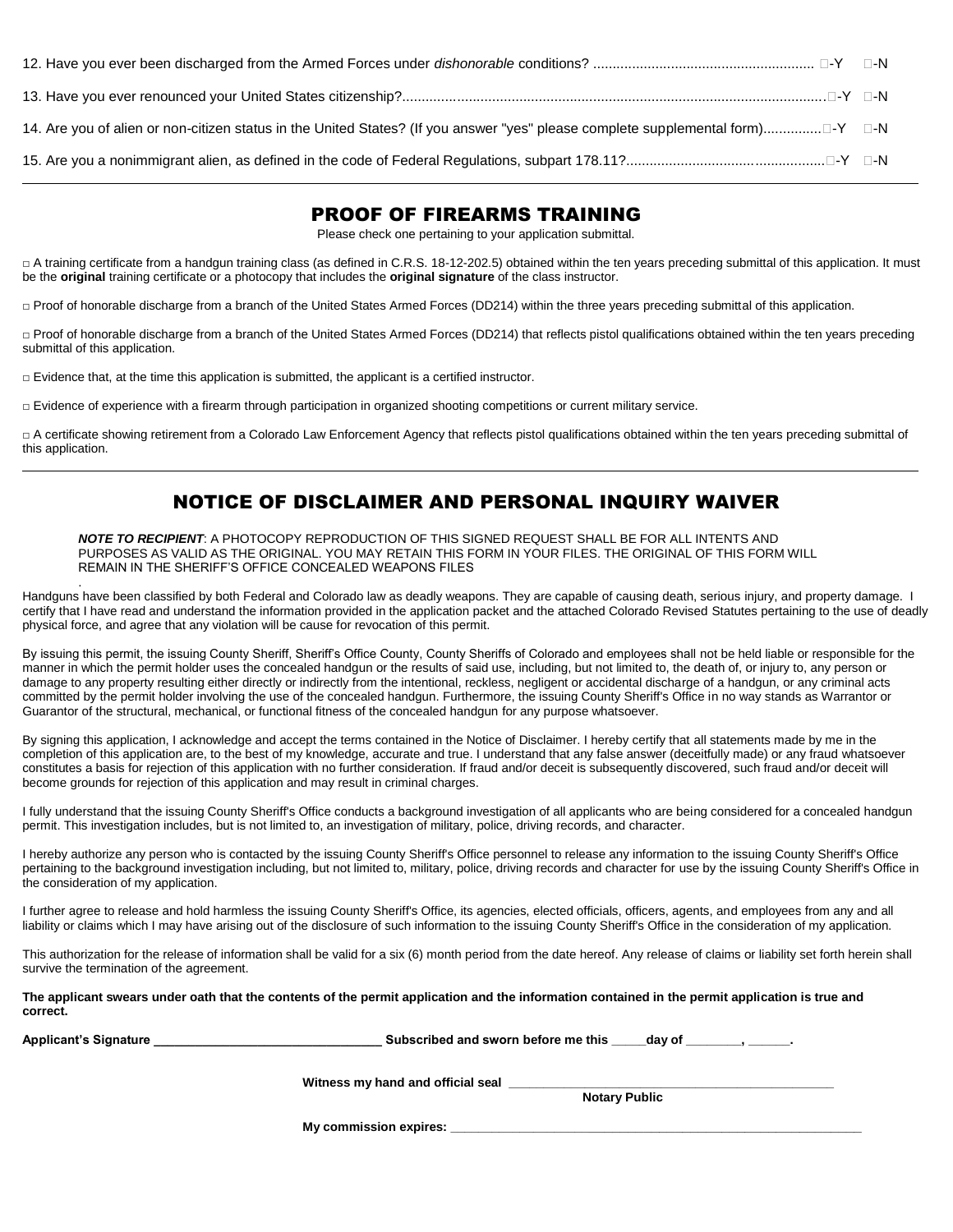12. Have you ever been discharged from the Armed Forces under *dishonorable* conditions? ......................................................... □-Y □-N

13. Have you ever renounced your United States citizenship?.............................................................................................................□-Y □-N

14. Are you of alien or non-citizen status in the United States? (If you answer "yes" please complete supplemental form)...............□-Y □-N

15. Are you a nonimmigrant alien, as defined in the code of Federal Regulations, subpart 178.11?..................................................□-Y □-N

## PROOF OF FIREARMS TRAINING

Please check one pertaining to your application submittal.

□ A training certificate from a handgun training class (as defined in C.R.S. 18-12-202.5) obtained within the ten years preceding submittal of this application. It must be the **original** training certificate or a photocopy that includes the **original signature** of the class instructor.

□ Proof of honorable discharge from a branch of the United States Armed Forces (DD214) within the three years preceding submittal of this application.

□ Proof of honorable discharge from a branch of the United States Armed Forces (DD214) that reflects pistol qualifications obtained within the ten years preceding submittal of this application.

□ Evidence that, at the time this application is submitted, the applicant is a certified instructor.

□ Evidence of experience with a firearm through participation in organized shooting competitions or current military service.

□ A certificate showing retirement from a Colorado Law Enforcement Agency that reflects pistol qualifications obtained within the ten years preceding submittal of this application.

## NOTICE OF DISCLAIMER AND PERSONAL INQUIRY WAIVER

***NOTE TO RECIPIENT***: A PHOTOCOPY REPRODUCTION OF THIS SIGNED REQUEST SHALL BE FOR ALL INTENTS AND PURPOSES AS VALID AS THE ORIGINAL. YOU MAY RETAIN THIS FORM IN YOUR FILES. THE ORIGINAL OF THIS FORM WILL REMAIN IN THE SHERIFF'S OFFICE CONCEALED WEAPONS FILES

Handguns have been classified by both Federal and Colorado law as deadly weapons. They are capable of causing death, serious injury, and property damage. I certify that I have read and understand the information provided in the application packet and the attached Colorado Revised Statutes pertaining to the use of deadly physical force, and agree that any violation will be cause for revocation of this permit.

By issuing this permit, the issuing County Sheriff, Sheriff's Office County, County Sheriffs of Colorado and employees shall not be held liable or responsible for the manner in which the permit holder uses the concealed handgun or the results of said use, including, but not limited to, the death of, or injury to, any person or damage to any property resulting either directly or indirectly from the intentional, reckless, negligent or accidental discharge of a handgun, or any criminal acts committed by the permit holder involving the use of the concealed handgun. Furthermore, the issuing County Sheriff's Office in no way stands as Warrantor or Guarantor of the structural, mechanical, or functional fitness of the concealed handgun for any purpose whatsoever.

By signing this application, I acknowledge and accept the terms contained in the Notice of Disclaimer. I hereby certify that all statements made by me in the completion of this application are, to the best of my knowledge, accurate and true. I understand that any false answer (deceitfully made) or any fraud whatsoever constitutes a basis for rejection of this application with no further consideration. If fraud and/or deceit is subsequently discovered, such fraud and/or deceit will become grounds for rejection of this application and may result in criminal charges.

I fully understand that the issuing County Sheriff's Office conducts a background investigation of all applicants who are being considered for a concealed handgun permit. This investigation includes, but is not limited to, an investigation of military, police, driving records, and character.

I hereby authorize any person who is contacted by the issuing County Sheriff's Office personnel to release any information to the issuing County Sheriff's Office pertaining to the background investigation including, but not limited to, military, police, driving records and character for use by the issuing County Sheriff's Office in the consideration of my application.

I further agree to release and hold harmless the issuing County Sheriff's Office, its agencies, elected officials, officers, agents, and employees from any and all liability or claims which I may have arising out of the disclosure of such information to the issuing County Sheriff's Office in the consideration of my application.

This authorization for the release of information shall be valid for a six (6) month period from the date hereof. Any release of claims or liability set forth herein shall survive the termination of the agreement.

**The applicant swears under oath that the contents of the permit application and the information contained in the permit application is true and correct.**

**Applicant's Signature ________________________________ Subscribed and sworn before me this _____day of ________, ______.**

**Witness my hand and official seal ____________________________________________**

**Notary Public**

**My commission expires: ____________________________________________________________**